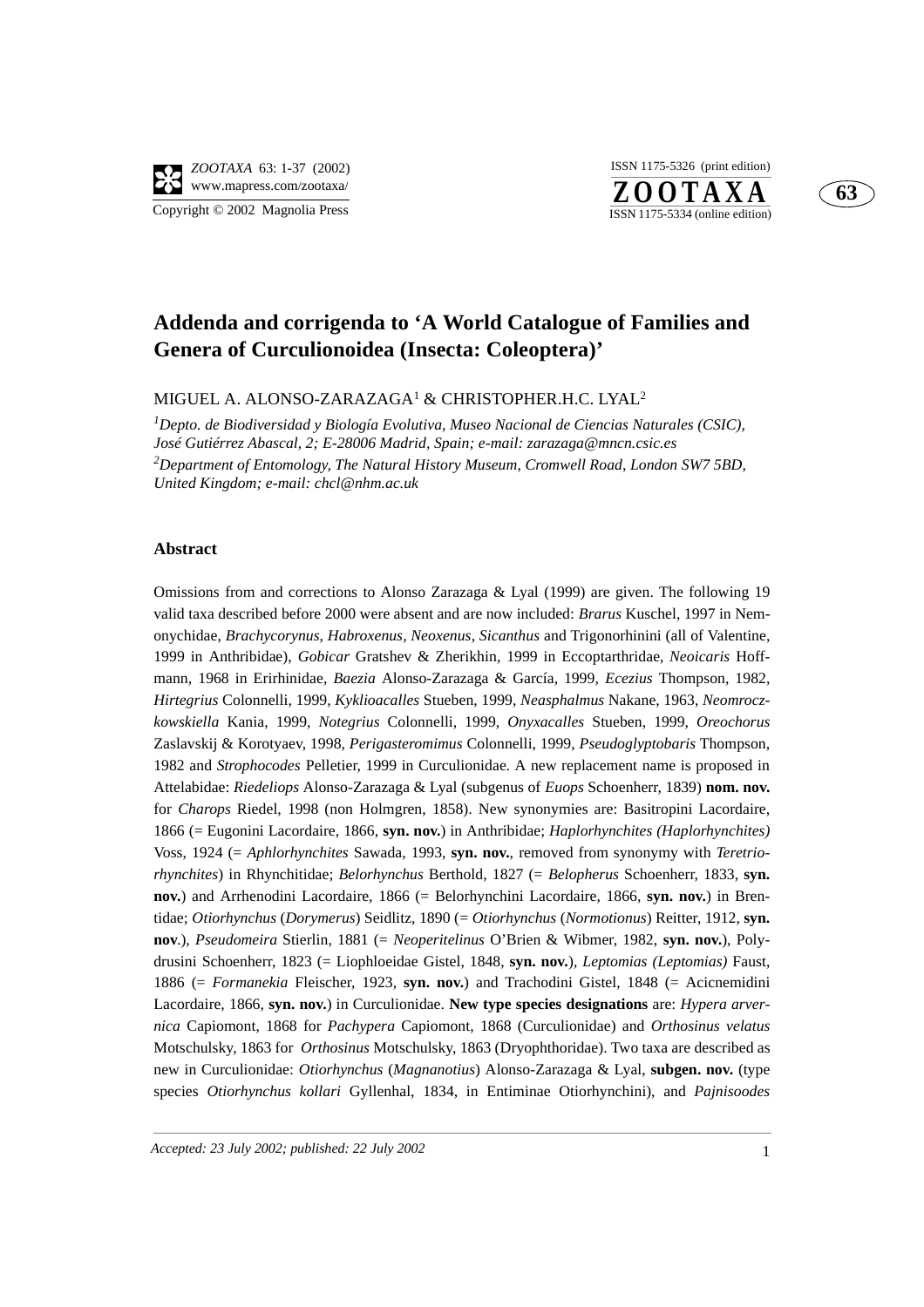# Addenda and corrigenda to 'A World Catalogue of Families and Genera of Curculionoidea (Insecta: Coleoptera)'

MIGUEL A. ALONSO-ZARAZAGA[1] & CHRISTOPHER.H.C. LYAL[2]

[1]*Depto. de Biodiversidad y Biología Evolutiva, Museo Nacional de Ciencias Naturales (CSIC), José Gutiérrez Abascal, 2; E-28006 Madrid, Spain; e-mail: zarazaga@mncn.csic.es*

[2]*Department of Entomology, The Natural History Museum, Cromwell Road, London SW7 5BD, United Kingdom; e-mail: chcl@nhm.ac.uk*

## Abstract

Omissions from and corrections to Alonso Zarazaga & Lyal (1999) are given. The following 19 valid taxa described before 2000 were absent and are now included: *Brarus* Kuschel, 1997 in Nemonychidae, *Brachycorynus*, *Habroxenus*, *Neoxenus*, *Sicanthus* and Trigonorhinini (all of Valentine, 1999 in Anthribidae), *Gobicar* Gratshev & Zherikhin, 1999 in Eccoptarthridae, *Neoicaris* Hoffmann, 1968 in Erirhinidae, *Baezia* Alonso-Zarazaga & García, 1999, *Ecezius* Thompson, 1982, *Hirtegrius* Colonnelli, 1999, *Kyklioacalles* Stueben, 1999, *Neasphalmus* Nakane, 1963, *Neomroczkowskiella* Kania, 1999, *Notegrius* Colonnelli, 1999, *Onyxacalles* Stueben, 1999, *Oreochorus* Zaslavskij & Korotyaev, 1998, *Perigasteromimus* Colonnelli, 1999, *Pseudoglyptobaris* Thompson, 1982 and *Strophocodes* Pelletier, 1999 in Curculionidae. A new replacement name is proposed in Attelabidae: *Riedeliops* Alonso-Zarazaga & Lyal (subgenus of *Euops* Schoenherr, 1839) **nom. nov.** for *Charops* Riedel, 1998 (non Holmgren, 1858). New synonymies are: Basitropini Lacordaire, 1866 (= Eugonini Lacordaire, 1866, **syn. nov.**) in Anthribidae; *Haplorhynchites (Haplorhynchites)* Voss, 1924 (= *Aphlorhynchites* Sawada, 1993, **syn. nov.**, removed from synonymy with *Teretriorhynchites*) in Rhynchitidae; *Belorhynchus* Berthold, 1827 (= *Belopherus* Schoenherr, 1833, **syn. nov.**) and Arrhenodini Lacordaire, 1866 (= Belorhynchini Lacordaire, 1866, **syn. nov.**) in Brentidae; *Otiorhynchus* (*Dorymerus*) Seidlitz, 1890 (= *Otiorhynchus* (*Normotionus*) Reitter, 1912, **syn. nov**.), *Pseudomeira* Stierlin, 1881 (= *Neoperitelinus* O'Brien & Wibmer, 1982, **syn. nov.**), Polydrusini Schoenherr, 1823 (= Liophloeidae Gistel, 1848, **syn. nov.**), *Leptomias (Leptomias)* Faust, 1886 (= *Formanekia* Fleischer, 1923, **syn. nov.**) and Trachodini Gistel, 1848 (= Acicnemidini Lacordaire, 1866, **syn. nov.**) in Curculionidae. **New type species designations** are: *Hypera arvernica* Capiomont, 1868 for *Pachypera* Capiomont, 1868 (Curculionidae) and *Orthosinus velatus* Motschulsky, 1863 for *Orthosinus* Motschulsky, 1863 (Dryophthoridae). Two taxa are described as new in Curculionidae: *Otiorhynchus* (*Magnanotius*) Alonso-Zarazaga & Lyal, **subgen. nov.** (type species *Otiorhynchus kollari* Gyllenhal, 1834, in Entiminae Otiorhynchini), and *Pajnisoodes*

*Accepted: 23 July 2002; published: 22 July 2002*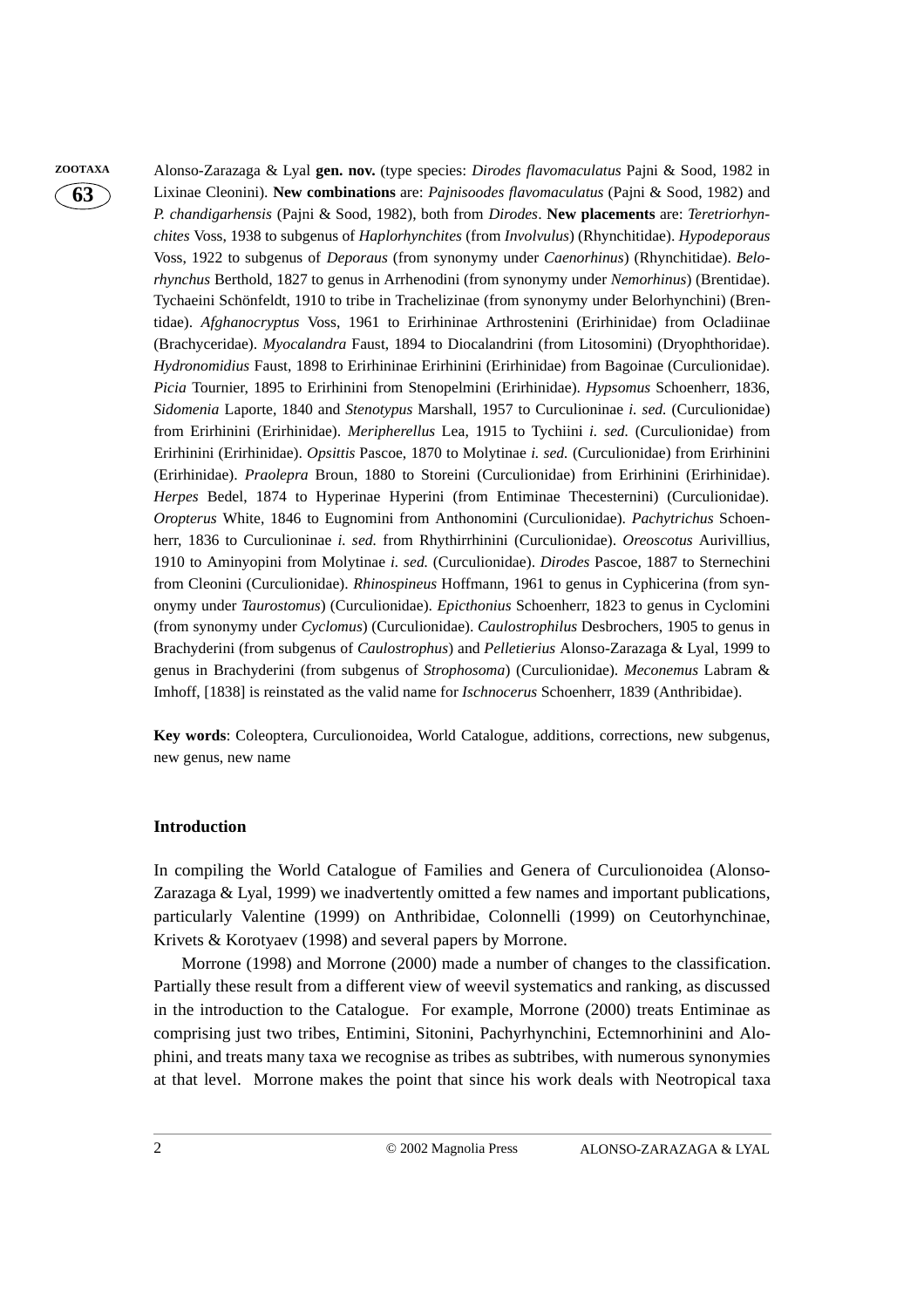Alonso-Zarazaga & Lyal **gen. nov.** (type species: *Dirodes flavomaculatus* Pajni & Sood, 1982 in Lixinae Cleonini). **New combinations** are: *Pajnisoodes flavomaculatus* (Pajni & Sood, 1982) and *P. chandigarhensis* (Pajni & Sood, 1982), both from *Dirodes*. **New placements** are: *Teretriorhynchites* Voss, 1938 to subgenus of *Haplorhynchites* (from *Involvulus*) (Rhynchitidae). *Hypodeporaus* Voss, 1922 to subgenus of *Deporaus* (from synonymy under *Caenorhinus*) (Rhynchitidae). *Belorhynchus* Berthold, 1827 to genus in Arrhenodini (from synonymy under *Nemorhinus*) (Brentidae). Tychaeini Schönfeldt, 1910 to tribe in Trachelizinae (from synonymy under Belorhynchini) (Brentidae). *Afghanocryptus* Voss, 1961 to Erirhininae Arthrostenini (Erirhinidae) from Ocladiinae (Brachyceridae). *Myocalandra* Faust, 1894 to Diocalandrini (from Litosomini) (Dryophthoridae). *Hydronomidius* Faust, 1898 to Erirhininae Erirhinini (Erirhinidae) from Bagoinae (Curculionidae). *Picia* Tournier, 1895 to Erirhinini from Stenopelmini (Erirhinidae). *Hypsomus* Schoenherr, 1836, *Sidomenia* Laporte, 1840 and *Stenotypus* Marshall, 1957 to Curculioninae *i. sed.* (Curculionidae) from Erirhinini (Erirhinidae). *Meripherellus* Lea, 1915 to Tychiini *i. sed.* (Curculionidae) from Erirhinini (Erirhinidae). *Opsittis* Pascoe, 1870 to Molytinae *i. sed.* (Curculionidae) from Erirhinini (Erirhinidae). *Praolepra* Broun, 1880 to Storeini (Curculionidae) from Erirhinini (Erirhinidae). *Herpes* Bedel, 1874 to Hyperinae Hyperini (from Entiminae Thecesternini) (Curculionidae). *Oropterus* White, 1846 to Eugnomini from Anthonomini (Curculionidae). *Pachytrichus* Schoenherr, 1836 to Curculioninae *i. sed.* from Rhythirrhinini (Curculionidae). *Oreoscotus* Aurivillius, 1910 to Aminyopini from Molytinae *i. sed.* (Curculionidae). *Dirodes* Pascoe, 1887 to Sternechini from Cleonini (Curculionidae). *Rhinospineus* Hoffmann, 1961 to genus in Cyphicerina (from synonymy under *Taurostomus*) (Curculionidae). *Epicthonius* Schoenherr, 1823 to genus in Cyclomini (from synonymy under *Cyclomus*) (Curculionidae). *Caulostrophilus* Desbrochers, 1905 to genus in Brachyderini (from subgenus of *Caulostrophus*) and *Pelletierius* Alonso-Zarazaga & Lyal, 1999 to genus in Brachyderini (from subgenus of *Strophosoma*) (Curculionidae). *Meconemus* Labram & Imhoff, [1838] is reinstated as the valid name for *Ischnocerus* Schoenherr, 1839 (Anthribidae).

**Key words**: Coleoptera, Curculionoidea, World Catalogue, additions, corrections, new subgenus, new genus, new name

## Introduction

In compiling the World Catalogue of Families and Genera of Curculionoidea (Alonso-Zarazaga & Lyal, 1999) we inadvertently omitted a few names and important publications, particularly Valentine (1999) on Anthribidae, Colonnelli (1999) on Ceutorhynchinae, Krivets & Korotyaev (1998) and several papers by Morrone.

Morrone (1998) and Morrone (2000) made a number of changes to the classification. Partially these result from a different view of weevil systematics and ranking, as discussed in the introduction to the Catalogue. For example, Morrone (2000) treats Entiminae as comprising just two tribes, Entimini, Sitonini, Pachyrhynchini, Ectemnorhinini and Alophini, and treats many taxa we recognise as tribes as subtribes, with numerous synonymies at that level. Morrone makes the point that since his work deals with Neotropical taxa